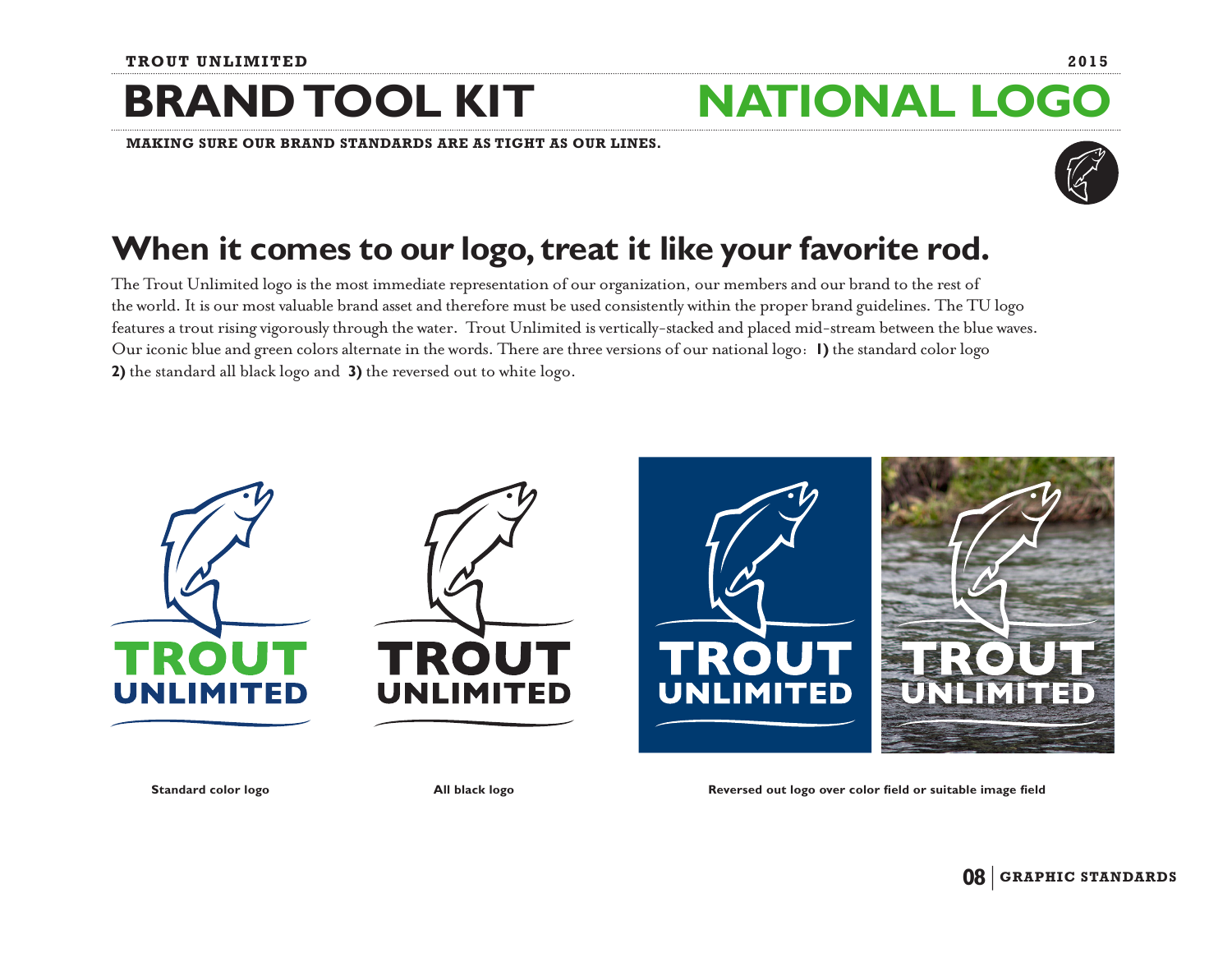# BRAND TOOL KIT

# NATIONAL LOGO

**MAKING SURE OUR BRAND STANDARDS ARE AS TIGHT AS OUR LINES.**

## When it comes to our logo, treat it like your favorite rod.

The Trout Unlimited logo is the most immediate representation of our organization, our members and our brand to the rest of the world. It is our most valuable brand asset and therefore must be used consistently within the proper brand guidelines. The TU logo features a trout rising vigorously through the water. Trout Unlimited is vertically-stacked and placed mid-stream between the blue waves. Our iconic blue and green colors alternate in the words. There are three versions of our national logo: **1)** the standard color logo **2)** the standard all black logo and **3)** the reversed out to white logo.

**Standard color logo**

**All black logo**

**Reversed out logo over color field or suitable image field**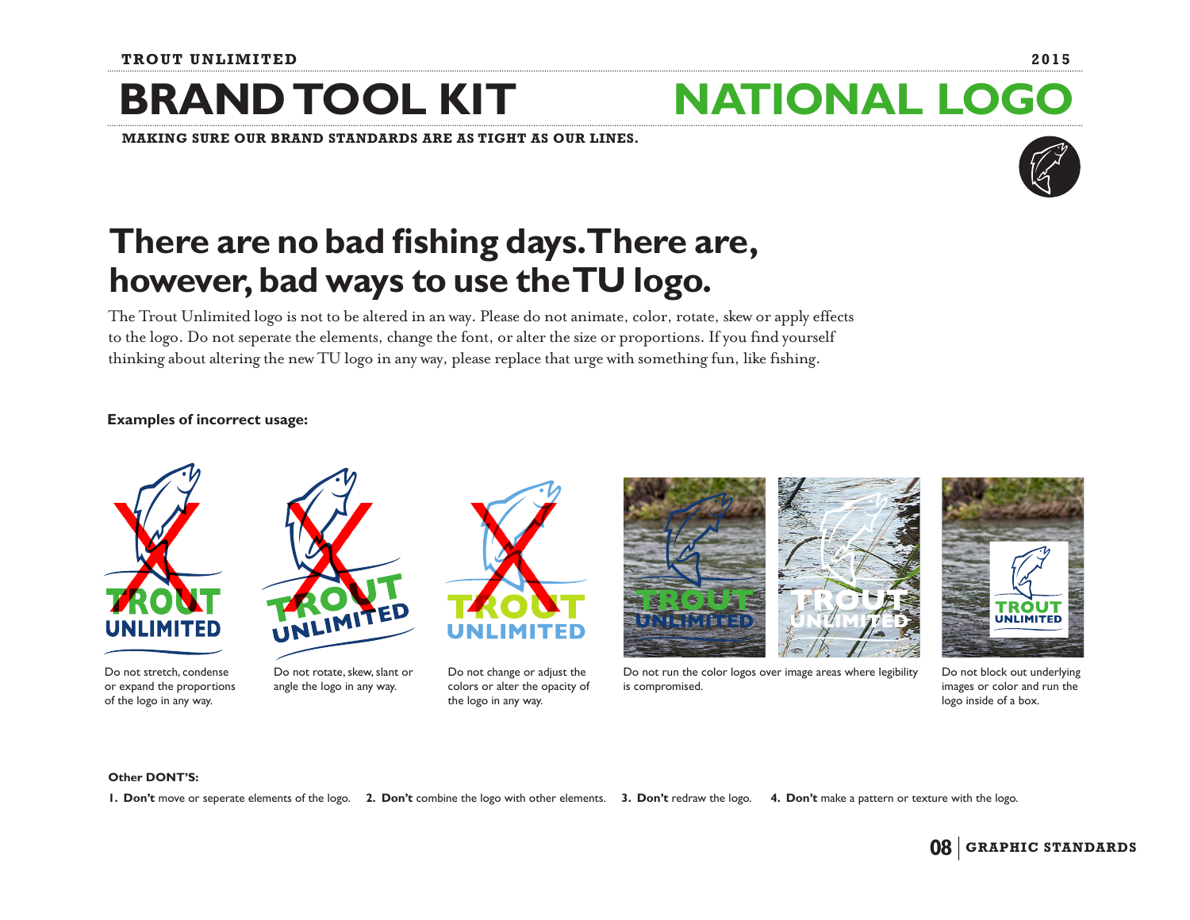# BRAND TOOL KIT — NATIONAL LOGO

**MAKING SURE OUR BRAND STANDARDS ARE AS TIGHT AS OUR LINES.**

## There are no bad fishing days. There are, however, bad ways to use the TU logo.

The Trout Unlimited logo is not to be altered in an way. Please do not animate, color, rotate, skew or apply effects to the logo. Do not seperate the elements, change the font, or alter the size or proportions. If you find yourself thinking about altering the new TU logo in any way, please replace that urge with something fun, like fishing.

**Examples of incorrect usage:**

Do not stretch, condense or expand the proportions of the logo in any way.

Do not rotate, skew, slant or angle the logo in any way.

Do not change or adjust the colors or alter the opacity of the logo in any way.

Do not run the color logos over image areas where legibility is compromised.

Do not block out underlying images or color and run the logo inside of a box.

**Other DONT'S:**

**1. Don't** move or seperate elements of the logo. **2. Don't** combine the logo with other elements. **3. Don't** redraw the logo. **4. Don't** make a pattern or texture with the logo.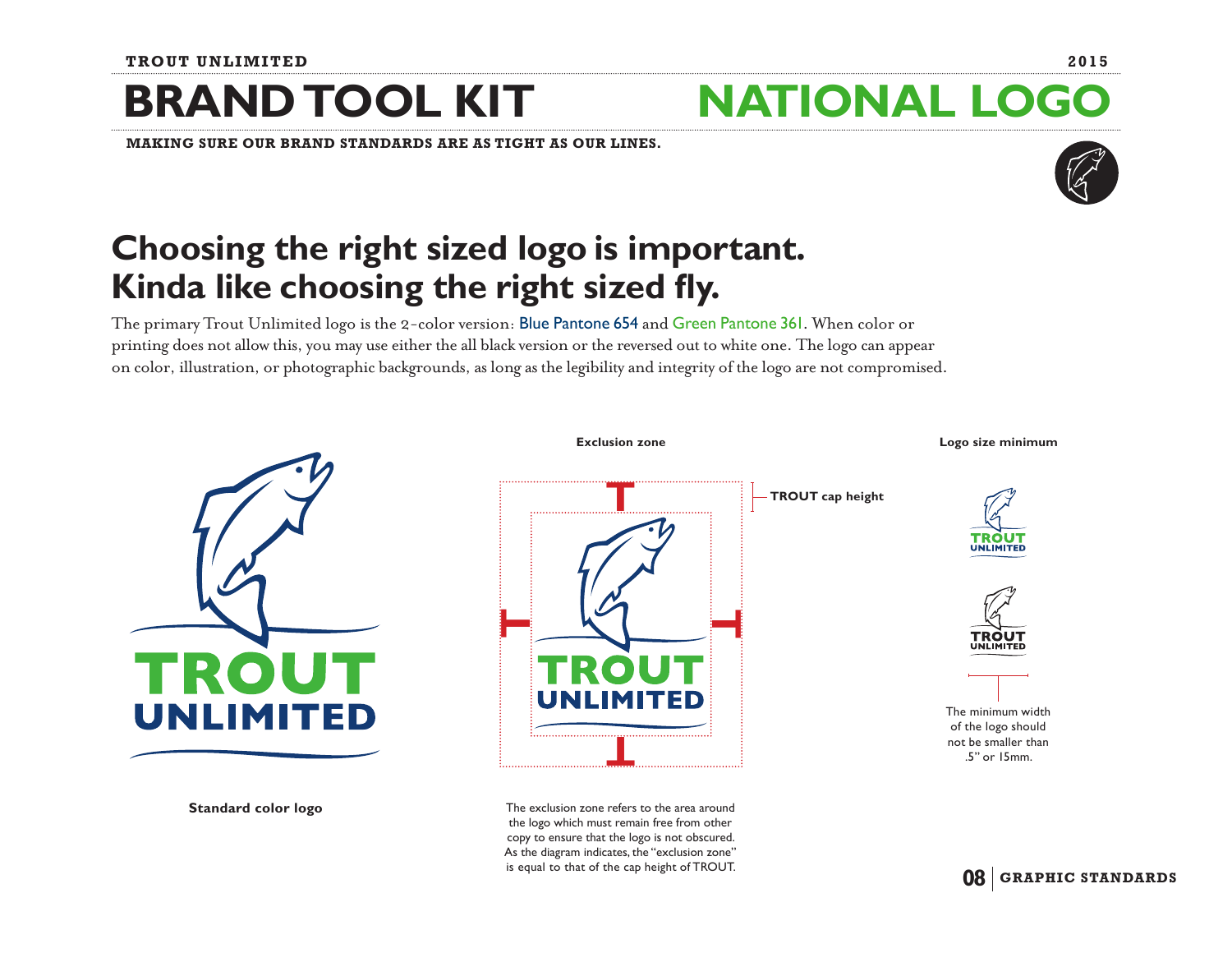# BRAND TOOL KIT — NATIONAL LOGO

**MAKING SURE OUR BRAND STANDARDS ARE AS TIGHT AS OUR LINES.**

## Choosing the right sized logo is important. Kinda like choosing the right sized fly.

The primary Trout Unlimited logo is the 2-color version: Blue Pantone 654 and Green Pantone 361. When color or printing does not allow this, you may use either the all black version or the reversed out to white one. The logo can appear on color, illustration, or photographic backgrounds, as long as the legibility and integrity of the logo are not compromised.

**Standard color logo**

**Exclusion zone**

**TROUT cap height**

The exclusion zone refers to the area around the logo which must remain free from other copy to ensure that the logo is not obscured. As the diagram indicates, the "exclusion zone" is equal to that of the cap height of TROUT.

**Logo size minimum**

The minimum width of the logo should not be smaller than .5" or 15mm.

**GRAPHIC STANDARDS**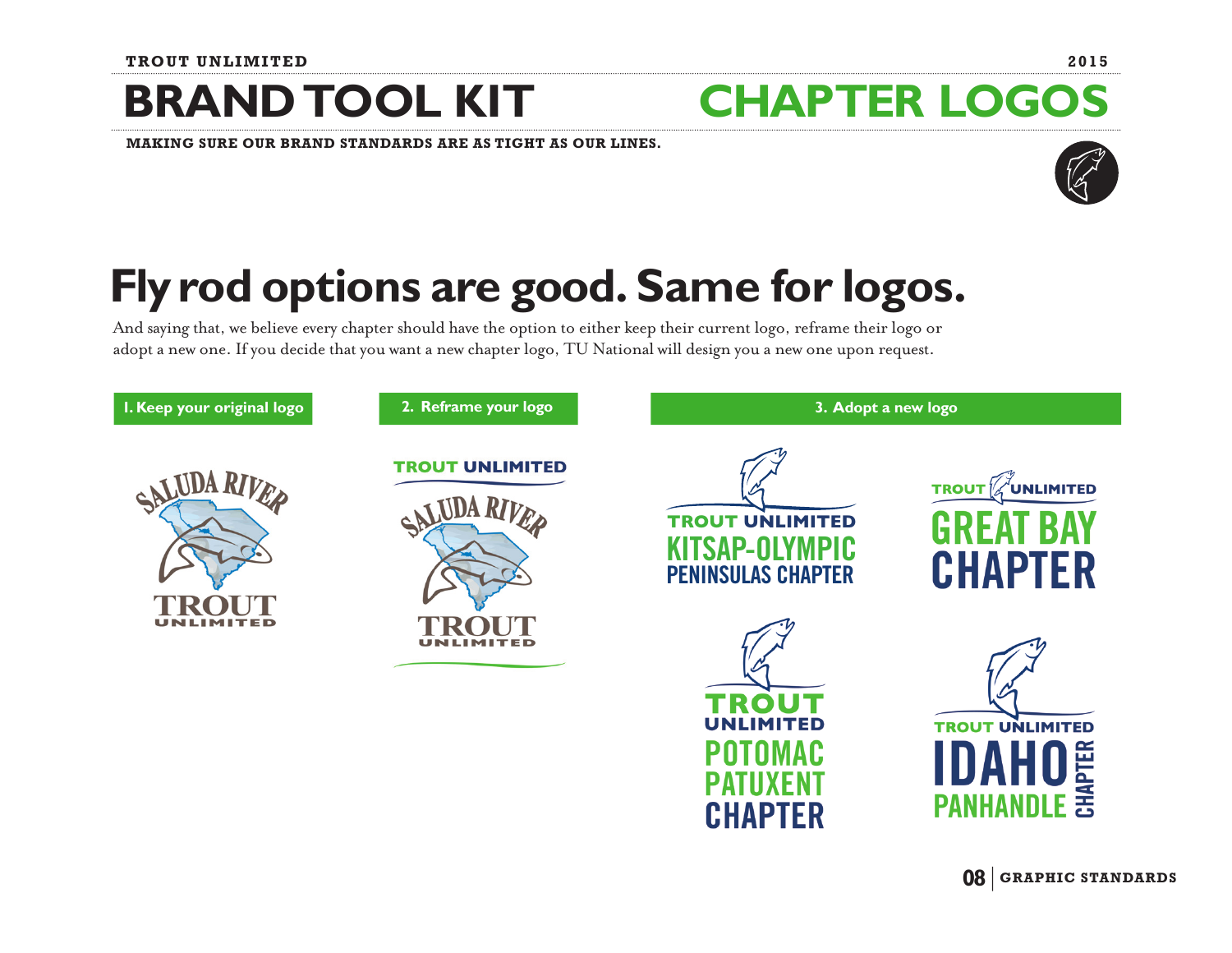# BRAND TOOL KIT

## CHAPTER LOGOS

**MAKING SURE OUR BRAND STANDARDS ARE AS TIGHT AS OUR LINES.**

# Fly rod options are good. Same for logos.

And saying that, we believe every chapter should have the option to either keep their current logo, reframe their logo or adopt a new one. If you decide that you want a new chapter logo, TU National will design you a new one upon request.

**1. Keep your original logo**

SALUDA RIVER
TROUT
UNLIMITED

**2. Reframe your logo**

TROUT UNLIMITED
SALUDA RIVER
TROUT
UNLIMITED

**3. Adopt a new logo**

TROUT UNLIMITED
KITSAP-OLYMPIC
PENINSULAS CHAPTER

TROUT UNLIMITED
GREAT BAY
CHAPTER

TROUT
UNLIMITED
POTOMAC
PATUXENT
CHAPTER

TROUT UNLIMITED
IDAHO
PANHANDLE
CHAPTER